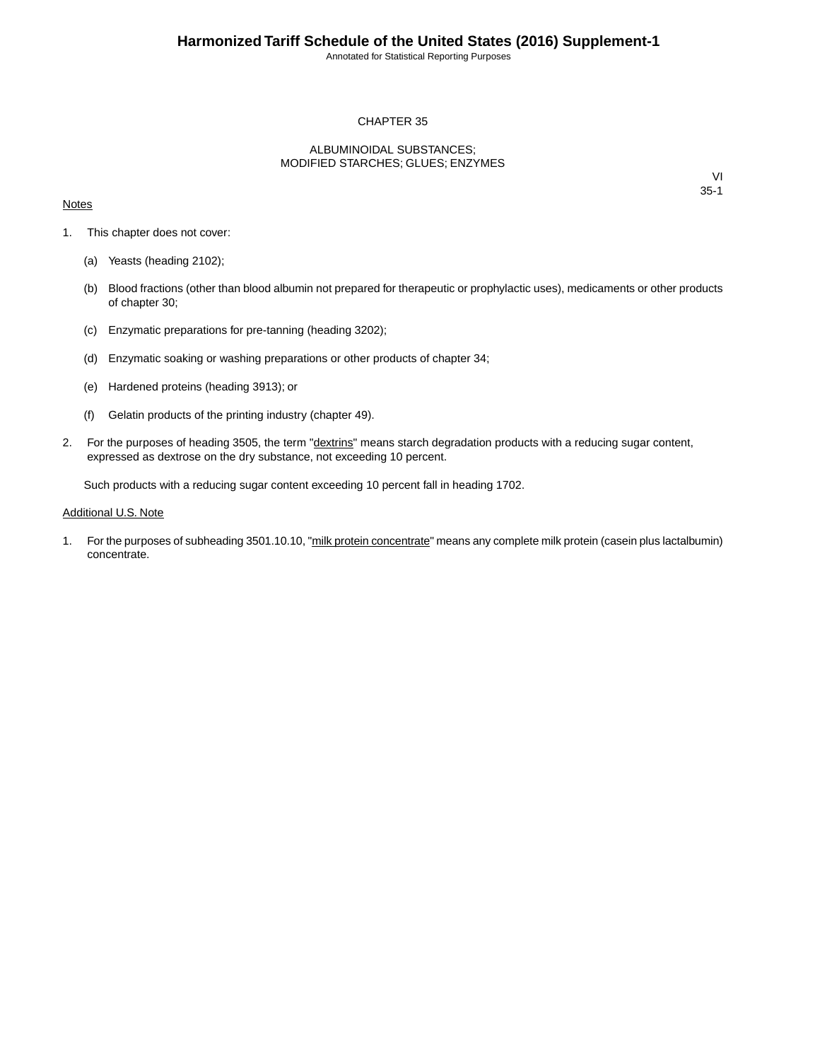# CHAPTER 35

## ALBUMINOIDAL SUBSTANCES; MODIFIED STARCHES; GLUES; ENZYMES

VI
35-1

Notes

1. This chapter does not cover:

   (a) Yeasts (heading 2102);

   (b) Blood fractions (other than blood albumin not prepared for therapeutic or prophylactic uses), medicaments or other products of chapter 30;

   (c) Enzymatic preparations for pre-tanning (heading 3202);

   (d) Enzymatic soaking or washing preparations or other products of chapter 34;

   (e) Hardened proteins (heading 3913); or

   (f) Gelatin products of the printing industry (chapter 49).

2. For the purposes of heading 3505, the term "dextrins" means starch degradation products with a reducing sugar content, expressed as dextrose on the dry substance, not exceeding 10 percent.

   Such products with a reducing sugar content exceeding 10 percent fall in heading 1702.

Additional U.S. Note

1. For the purposes of subheading 3501.10.10, "milk protein concentrate" means any complete milk protein (casein plus lactalbumin) concentrate.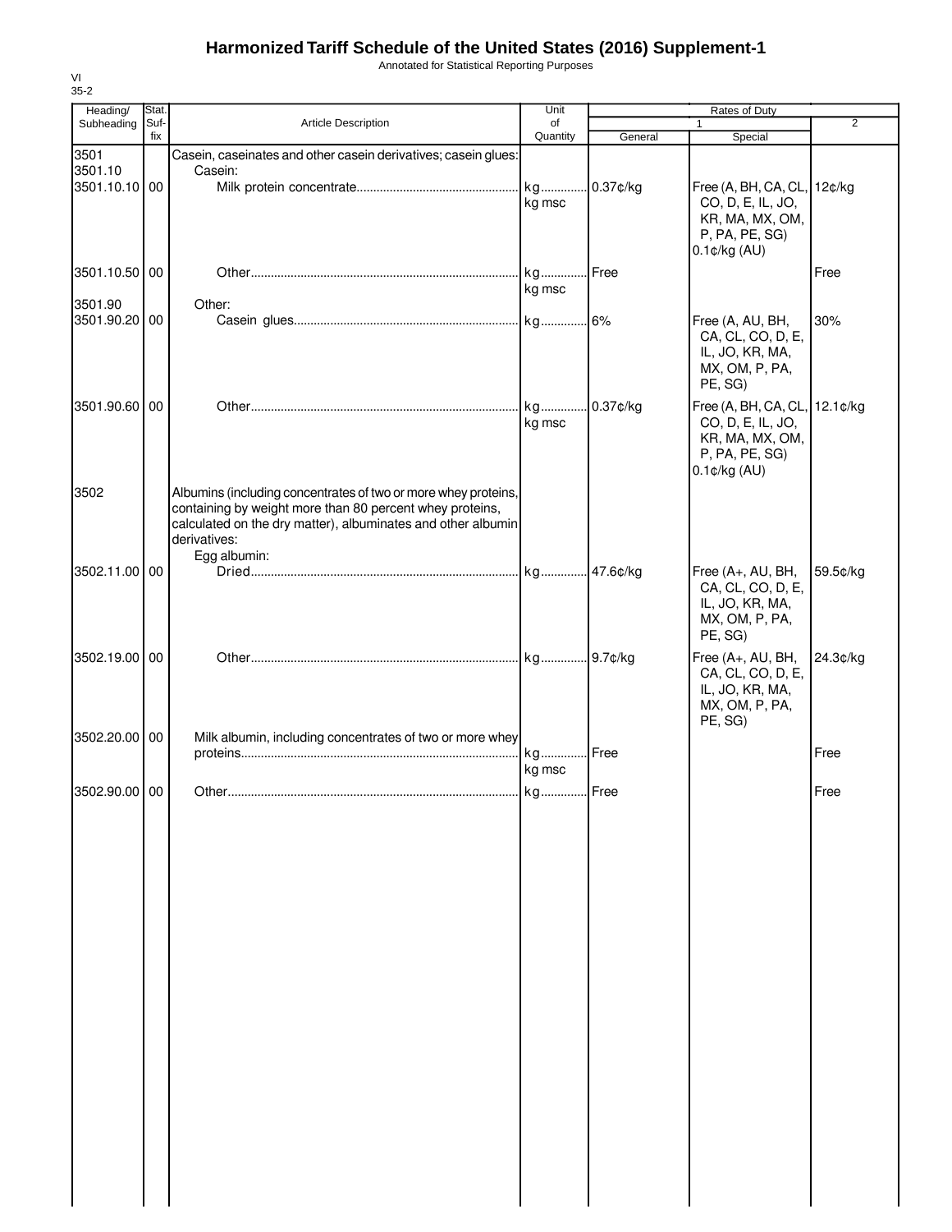# Harmonized Tariff Schedule of the United States (2016) Supplement-1

Annotated for Statistical Reporting Purposes

VI
35-2

| Heading/ Subheading | Stat. Suf- fix | Article Description | Unit of Quantity | Rates of Duty 1 General | Special | 2 |
|---|---|---|---|---|---|---|
| 3501 | | Casein, caseinates and other casein derivatives; casein glues: | | | | |
| 3501.10 | | Casein: | | | | |
| 3501.10.10 | 00 | Milk protein concentrate | kg<br>kg msc | 0.37¢/kg | Free (A, BH, CA, CL, CO, D, E, IL, JO, KR, MA, MX, OM, P, PA, PE, SG)<br>0.1¢/kg (AU) | 12¢/kg |
| 3501.10.50 | 00 | Other | kg<br>kg msc | Free | | Free |
| 3501.90 | | Other: | | | | |
| 3501.90.20 | 00 | Casein glues | kg | 6% | Free (A, AU, BH, CA, CL, CO, D, E, IL, JO, KR, MA, MX, OM, P, PA, PE, SG) | 30% |
| 3501.90.60 | 00 | Other | kg<br>kg msc | 0.37¢/kg | Free (A, BH, CA, CL, CO, D, E, IL, JO, KR, MA, MX, OM, P, PA, PE, SG)<br>0.1¢/kg (AU) | 12.1¢/kg |
| 3502 | | Albumins (including concentrates of two or more whey proteins, containing by weight more than 80 percent whey proteins, calculated on the dry matter), albuminates and other albumin derivatives: | | | | |
| | | Egg albumin: | | | | |
| 3502.11.00 | 00 | Dried | kg | 47.6¢/kg | Free (A+, AU, BH, CA, CL, CO, D, E, IL, JO, KR, MA, MX, OM, P, PA, PE, SG) | 59.5¢/kg |
| 3502.19.00 | 00 | Other | kg | 9.7¢/kg | Free (A+, AU, BH, CA, CL, CO, D, E, IL, JO, KR, MA, MX, OM, P, PA, PE, SG) | 24.3¢/kg |
| 3502.20.00 | 00 | Milk albumin, including concentrates of two or more whey proteins | kg<br>kg msc | Free | | Free |
| 3502.90.00 | 00 | Other | kg | Free | | Free |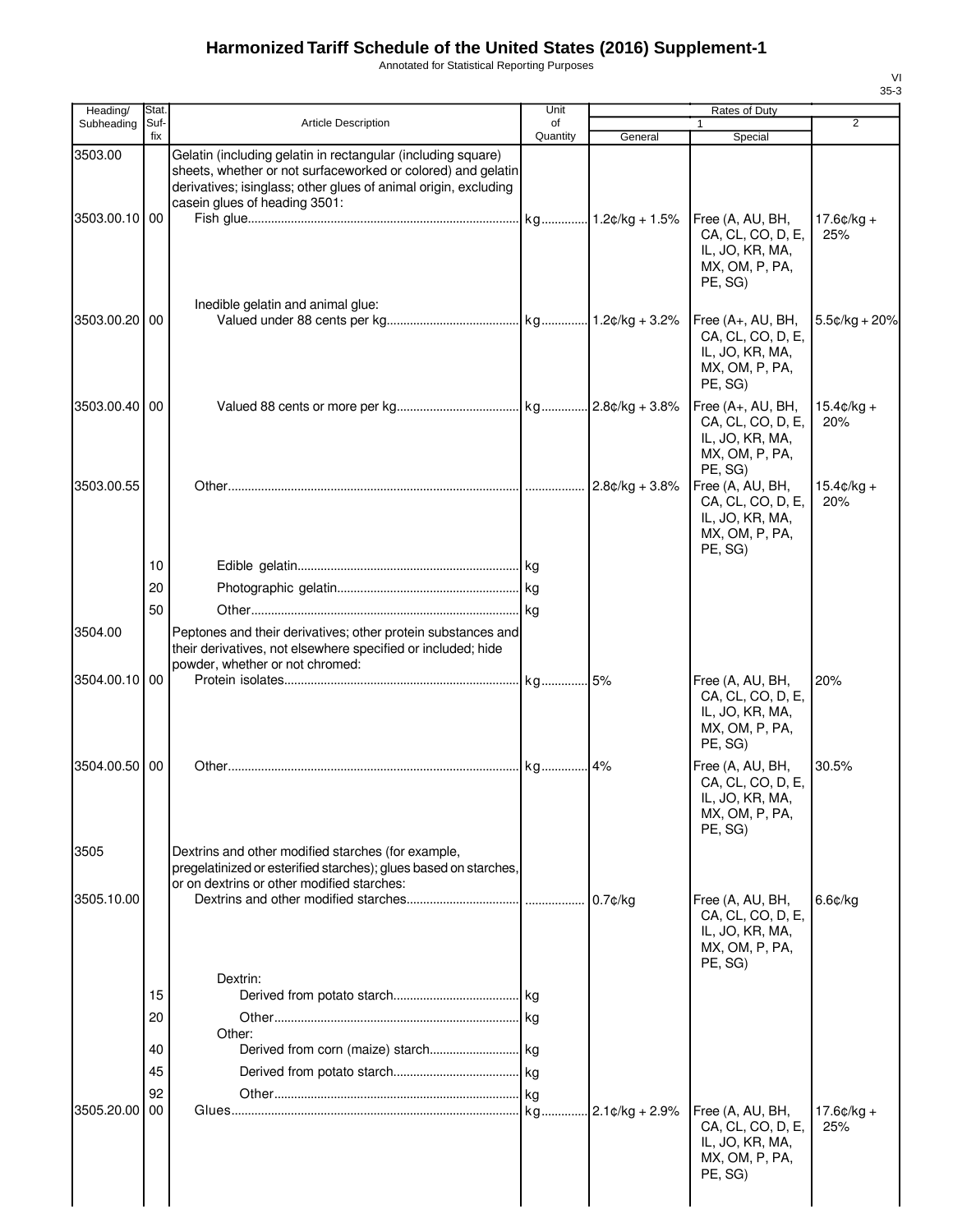# Harmonized Tariff Schedule of the United States (2016) Supplement-1

Annotated for Statistical Reporting Purposes

VI
35-3

| Heading/ Subheading | Stat. Suf- fix | Article Description | Unit of Quantity | Rates of Duty | | |
|---|---|---|---|---|---|---|
| | | | | 1 | | 2 |
| | | | | General | Special | |
| 3503.00 | | Gelatin (including gelatin in rectangular (including square) sheets, whether or not surfaceworked or colored) and gelatin derivatives; isinglass; other glues of animal origin, excluding casein glues of heading 3501: | | | | |
| 3503.00.10 | 00 | Fish glue | kg | 1.2¢/kg + 1.5% | Free (A, AU, BH, CA, CL, CO, D, E, IL, JO, KR, MA, MX, OM, P, PA, PE, SG) | 17.6¢/kg + 25% |
| | | Inedible gelatin and animal glue: | | | | |
| 3503.00.20 | 00 | Valued under 88 cents per kg | kg | 1.2¢/kg + 3.2% | Free (A+, AU, BH, CA, CL, CO, D, E, IL, JO, KR, MA, MX, OM, P, PA, PE, SG) | 5.5¢/kg + 20% |
| 3503.00.40 | 00 | Valued 88 cents or more per kg | kg | 2.8¢/kg + 3.8% | Free (A+, AU, BH, CA, CL, CO, D, E, IL, JO, KR, MA, MX, OM, P, PA, PE, SG) | 15.4¢/kg + 20% |
| 3503.00.55 | | Other | | 2.8¢/kg + 3.8% | Free (A, AU, BH, CA, CL, CO, D, E, IL, JO, KR, MA, MX, OM, P, PA, PE, SG) | 15.4¢/kg + 20% |
| | 10 | Edible gelatin | kg | | | |
| | 20 | Photographic gelatin | kg | | | |
| | 50 | Other | kg | | | |
| 3504.00 | | Peptones and their derivatives; other protein substances and their derivatives, not elsewhere specified or included; hide powder, whether or not chromed: | | | | |
| 3504.00.10 | 00 | Protein isolates | kg | 5% | Free (A, AU, BH, CA, CL, CO, D, E, IL, JO, KR, MA, MX, OM, P, PA, PE, SG) | 20% |
| 3504.00.50 | 00 | Other | kg | 4% | Free (A, AU, BH, CA, CL, CO, D, E, IL, JO, KR, MA, MX, OM, P, PA, PE, SG) | 30.5% |
| 3505 | | Dextrins and other modified starches (for example, pregelatinized or esterified starches); glues based on starches, or on dextrins or other modified starches: | | | | |
| 3505.10.00 | | Dextrins and other modified starches | | 0.7¢/kg | Free (A, AU, BH, CA, CL, CO, D, E, IL, JO, KR, MA, MX, OM, P, PA, PE, SG) | 6.6¢/kg |
| | | Dextrin: | | | | |
| | 15 | Derived from potato starch | kg | | | |
| | 20 | Other | kg | | | |
| | | Other: | | | | |
| | 40 | Derived from corn (maize) starch | kg | | | |
| | 45 | Derived from potato starch | kg | | | |
| | 92 | Other | kg | | | |
| 3505.20.00 | 00 | Glues | kg | 2.1¢/kg + 2.9% | Free (A, AU, BH, CA, CL, CO, D, E, IL, JO, KR, MA, MX, OM, P, PA, PE, SG) | 17.6¢/kg + 25% |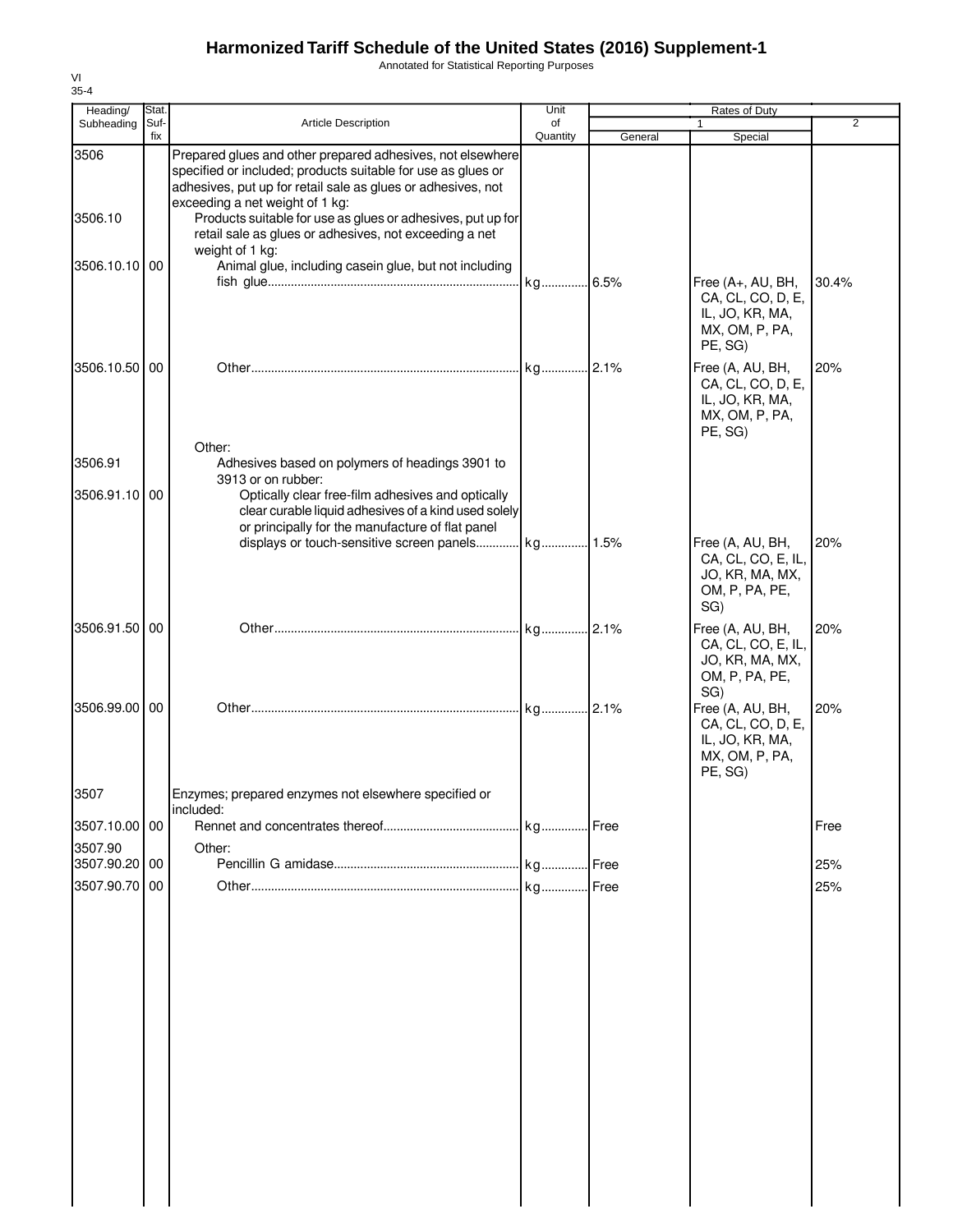# Harmonized Tariff Schedule of the United States (2016) Supplement-1

Annotated for Statistical Reporting Purposes

VI
35-4

| Heading/ Subheading | Stat. Suf- fix | Article Description | Unit of Quantity | Rates of Duty | | |
|---|---|---|---|---|---|---|
| | | | | 1 | | 2 |
| | | | | General | Special | |
| 3506 | | Prepared glues and other prepared adhesives, not elsewhere specified or included; products suitable for use as glues or adhesives, put up for retail sale as glues or adhesives, not exceeding a net weight of 1 kg: | | | | |
| 3506.10 | | Products suitable for use as glues or adhesives, put up for retail sale as glues or adhesives, not exceeding a net weight of 1 kg: | | | | |
| 3506.10.10 | 00 | Animal glue, including casein glue, but not including fish glue | kg | 6.5% | Free (A+, AU, BH, CA, CL, CO, D, E, IL, JO, KR, MA, MX, OM, P, PA, PE, SG) | 30.4% |
| 3506.10.50 | 00 | Other | kg | 2.1% | Free (A, AU, BH, CA, CL, CO, D, E, IL, JO, KR, MA, MX, OM, P, PA, PE, SG) | 20% |
| | | Other: | | | | |
| 3506.91 | | Adhesives based on polymers of headings 3901 to 3913 or on rubber: | | | | |
| 3506.91.10 | 00 | Optically clear free-film adhesives and optically clear curable liquid adhesives of a kind used solely or principally for the manufacture of flat panel displays or touch-sensitive screen panels | kg | 1.5% | Free (A, AU, BH, CA, CL, CO, E, IL, JO, KR, MA, MX, OM, P, PA, PE, SG) | 20% |
| 3506.91.50 | 00 | Other | kg | 2.1% | Free (A, AU, BH, CA, CL, CO, E, IL, JO, KR, MA, MX, OM, P, PA, PE, SG) | 20% |
| 3506.99.00 | 00 | Other | kg | 2.1% | Free (A, AU, BH, CA, CL, CO, D, E, IL, JO, KR, MA, MX, OM, P, PA, PE, SG) | 20% |
| 3507 | | Enzymes; prepared enzymes not elsewhere specified or included: | | | | |
| 3507.10.00 | 00 | Rennet and concentrates thereof | kg | Free | | Free |
| 3507.90 | | Other: | | | | |
| 3507.90.20 | 00 | Pencillin G amidase | kg | Free | | 25% |
| 3507.90.70 | 00 | Other | kg | Free | | 25% |